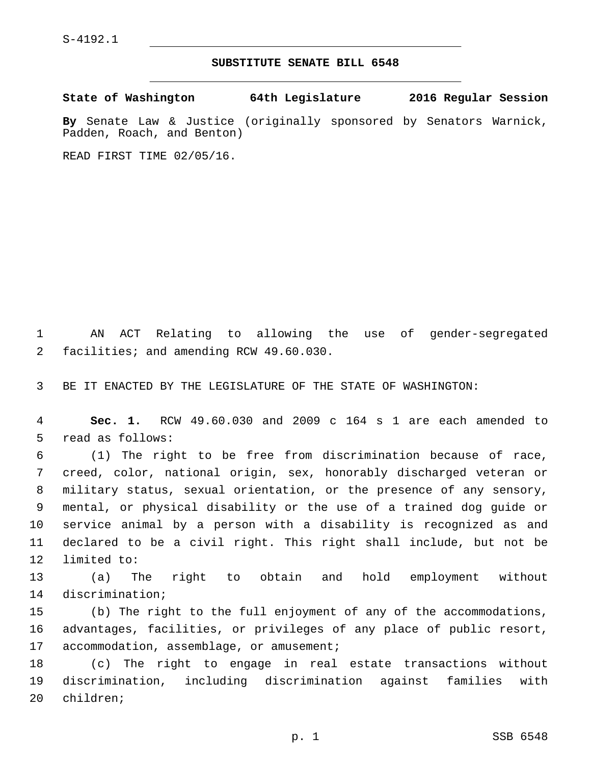S-4192.1

# SUBSTITUTE SENATE BILL 6548

**State of Washington 64th Legislature 2016 Regular Session**

**By** Senate Law & Justice (originally sponsored by Senators Warnick, Padden, Roach, and Benton)

READ FIRST TIME 02/05/16.

AN ACT Relating to allowing the use of gender-segregated facilities; and amending RCW 49.60.030.

BE IT ENACTED BY THE LEGISLATURE OF THE STATE OF WASHINGTON:

**Sec. 1.** RCW 49.60.030 and 2009 c 164 s 1 are each amended to read as follows:

(1) The right to be free from discrimination because of race, creed, color, national origin, sex, honorably discharged veteran or military status, sexual orientation, or the presence of any sensory, mental, or physical disability or the use of a trained dog guide or service animal by a person with a disability is recognized as and declared to be a civil right. This right shall include, but not be limited to:

(a) The right to obtain and hold employment without discrimination;

(b) The right to the full enjoyment of any of the accommodations, advantages, facilities, or privileges of any place of public resort, accommodation, assemblage, or amusement;

(c) The right to engage in real estate transactions without discrimination, including discrimination against families with children;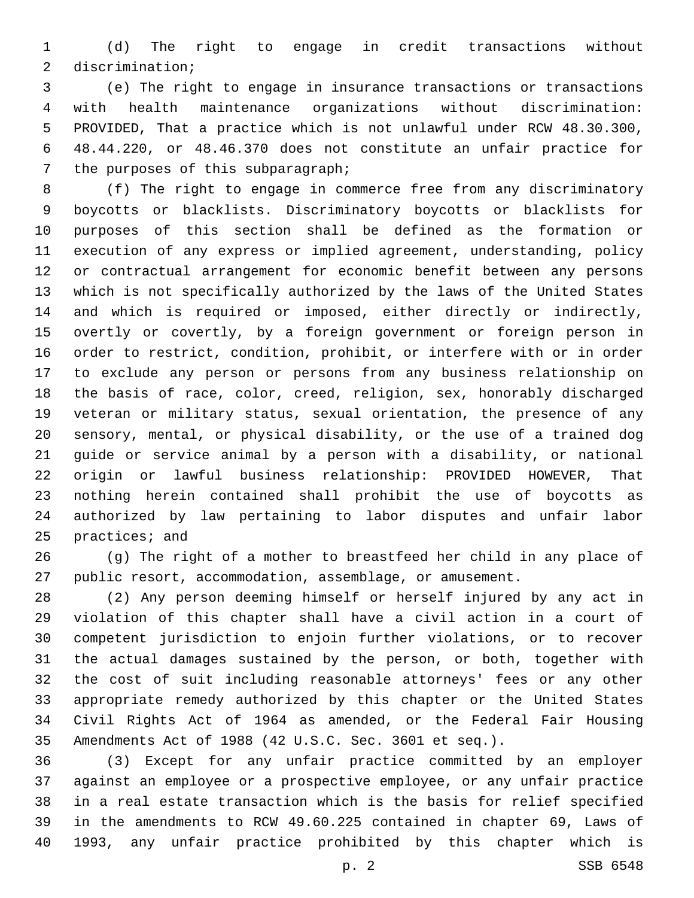(d) The right to engage in credit transactions without discrimination;

(e) The right to engage in insurance transactions or transactions with health maintenance organizations without discrimination: PROVIDED, That a practice which is not unlawful under RCW 48.30.300, 48.44.220, or 48.46.370 does not constitute an unfair practice for the purposes of this subparagraph;

(f) The right to engage in commerce free from any discriminatory boycotts or blacklists. Discriminatory boycotts or blacklists for purposes of this section shall be defined as the formation or execution of any express or implied agreement, understanding, policy or contractual arrangement for economic benefit between any persons which is not specifically authorized by the laws of the United States and which is required or imposed, either directly or indirectly, overtly or covertly, by a foreign government or foreign person in order to restrict, condition, prohibit, or interfere with or in order to exclude any person or persons from any business relationship on the basis of race, color, creed, religion, sex, honorably discharged veteran or military status, sexual orientation, the presence of any sensory, mental, or physical disability, or the use of a trained dog guide or service animal by a person with a disability, or national origin or lawful business relationship: PROVIDED HOWEVER, That nothing herein contained shall prohibit the use of boycotts as authorized by law pertaining to labor disputes and unfair labor practices; and

(g) The right of a mother to breastfeed her child in any place of public resort, accommodation, assemblage, or amusement.

(2) Any person deeming himself or herself injured by any act in violation of this chapter shall have a civil action in a court of competent jurisdiction to enjoin further violations, or to recover the actual damages sustained by the person, or both, together with the cost of suit including reasonable attorneys' fees or any other appropriate remedy authorized by this chapter or the United States Civil Rights Act of 1964 as amended, or the Federal Fair Housing Amendments Act of 1988 (42 U.S.C. Sec. 3601 et seq.).

(3) Except for any unfair practice committed by an employer against an employee or a prospective employee, or any unfair practice in a real estate transaction which is the basis for relief specified in the amendments to RCW 49.60.225 contained in chapter 69, Laws of 1993, any unfair practice prohibited by this chapter which is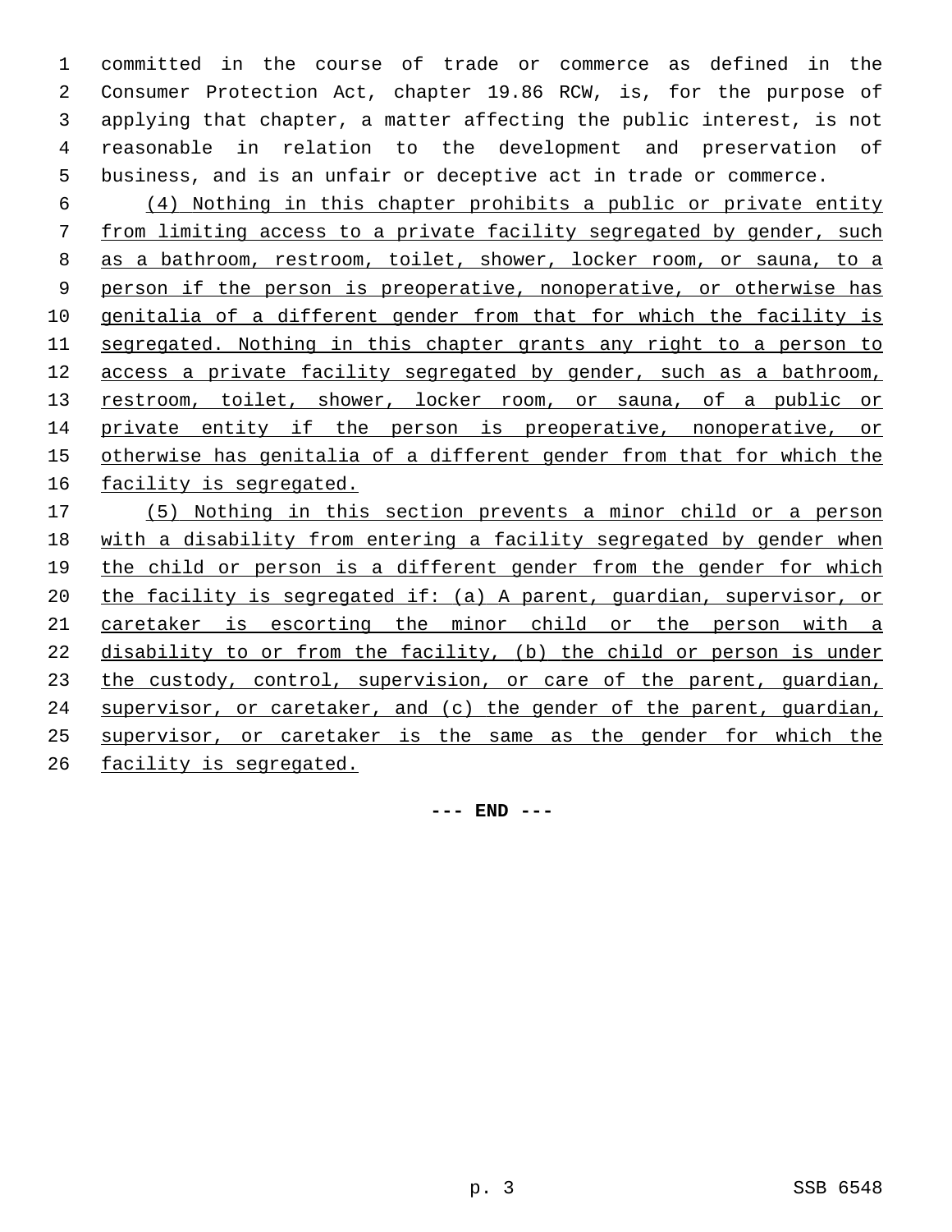committed in the course of trade or commerce as defined in the Consumer Protection Act, chapter 19.86 RCW, is, for the purpose of applying that chapter, a matter affecting the public interest, is not reasonable in relation to the development and preservation of business, and is an unfair or deceptive act in trade or commerce.

<u>(4) Nothing in this chapter prohibits a public or private entity from limiting access to a private facility segregated by gender, such as a bathroom, restroom, toilet, shower, locker room, or sauna, to a person if the person is preoperative, nonoperative, or otherwise has genitalia of a different gender from that for which the facility is segregated. Nothing in this chapter grants any right to a person to access a private facility segregated by gender, such as a bathroom, restroom, toilet, shower, locker room, or sauna, of a public or private entity if the person is preoperative, nonoperative, or otherwise has genitalia of a different gender from that for which the facility is segregated.</u>

<u>(5) Nothing in this section prevents a minor child or a person with a disability from entering a facility segregated by gender when the child or person is a different gender from the gender for which the facility is segregated if: (a) A parent, guardian, supervisor, or caretaker is escorting the minor child or the person with a disability to or from the facility, (b) the child or person is under the custody, control, supervision, or care of the parent, guardian, supervisor, or caretaker, and (c) the gender of the parent, guardian, supervisor, or caretaker is the same as the gender for which the facility is segregated.</u>

**--- END ---**